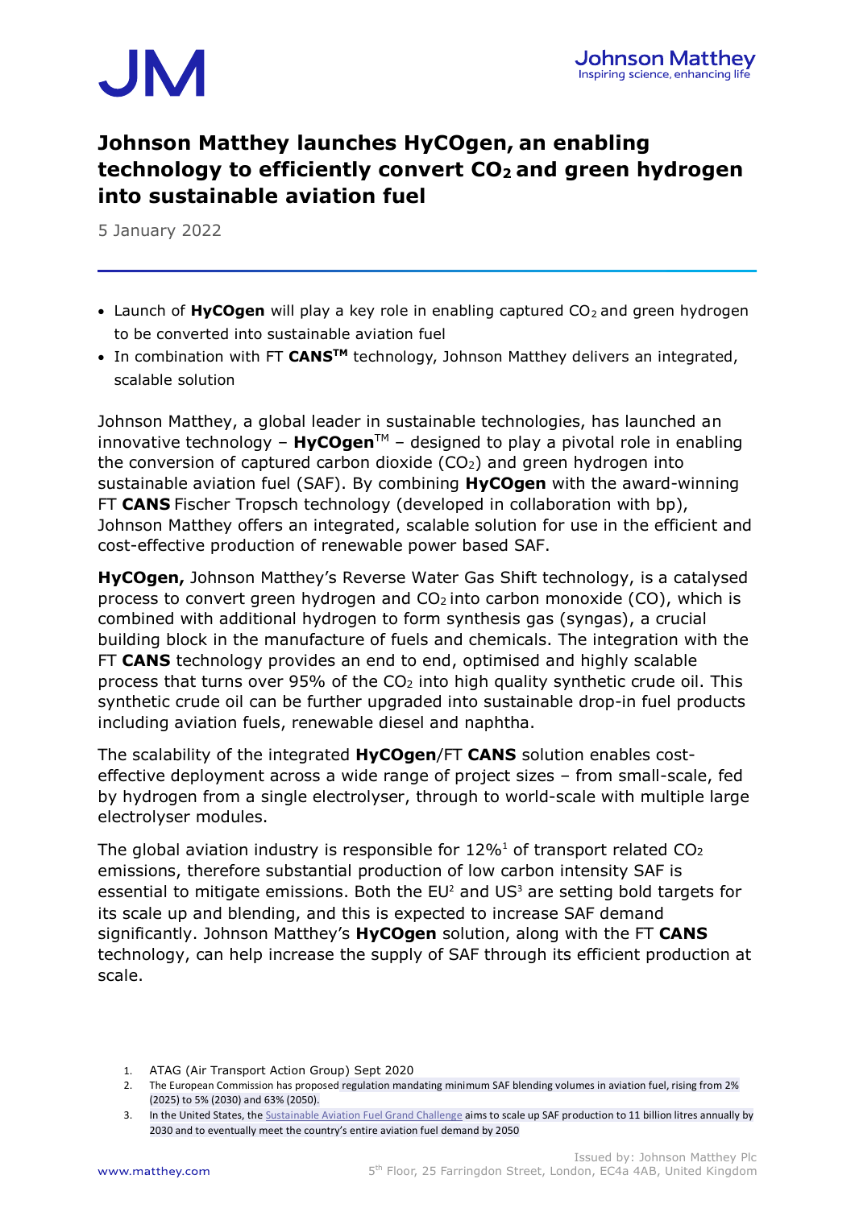# Johnson Matthey launches HyCOgen, an enabling technology to efficiently convert $CO_2$ and green hydrogen into sustainable aviation fuel

5 January 2022

- Launch of **HyCOgen** will play a key role in enabling captured $CO_2$ and green hydrogen to be converted into sustainable aviation fuel
- In combination with FT **CANS**$^{TM}$ technology, Johnson Matthey delivers an integrated, scalable solution

Johnson Matthey, a global leader in sustainable technologies, has launched an innovative technology – **HyCOgen**$^{TM}$ – designed to play a pivotal role in enabling the conversion of captured carbon dioxide ($CO_2$) and green hydrogen into sustainable aviation fuel (SAF). By combining **HyCOgen** with the award-winning FT **CANS** Fischer Tropsch technology (developed in collaboration with bp), Johnson Matthey offers an integrated, scalable solution for use in the efficient and cost-effective production of renewable power based SAF.

**HyCOgen,** Johnson Matthey's Reverse Water Gas Shift technology, is a catalysed process to convert green hydrogen and $CO_2$ into carbon monoxide (CO), which is combined with additional hydrogen to form synthesis gas (syngas), a crucial building block in the manufacture of fuels and chemicals. The integration with the FT **CANS** technology provides an end to end, optimised and highly scalable process that turns over 95% of the $CO_2$ into high quality synthetic crude oil. This synthetic crude oil can be further upgraded into sustainable drop-in fuel products including aviation fuels, renewable diesel and naphtha.

The scalability of the integrated **HyCOgen**/FT **CANS** solution enables cost-effective deployment across a wide range of project sizes – from small-scale, fed by hydrogen from a single electrolyser, through to world-scale with multiple large electrolyser modules.

The global aviation industry is responsible for 12%[1] of transport related $CO_2$ emissions, therefore substantial production of low carbon intensity SAF is essential to mitigate emissions. Both the EU[2] and US[3] are setting bold targets for its scale up and blending, and this is expected to increase SAF demand significantly. Johnson Matthey's **HyCOgen** solution, along with the FT **CANS** technology, can help increase the supply of SAF through its efficient production at scale.

1. ATAG (Air Transport Action Group) Sept 2020
2. The European Commission has proposed regulation mandating minimum SAF blending volumes in aviation fuel, rising from 2% (2025) to 5% (2030) and 63% (2050).
3. In the United States, the Sustainable Aviation Fuel Grand Challenge aims to scale up SAF production to 11 billion litres annually by 2030 and to eventually meet the country's entire aviation fuel demand by 2050

www.matthey.com

Issued by: Johnson Matthey Plc
5th Floor, 25 Farringdon Street, London, EC4a 4AB, United Kingdom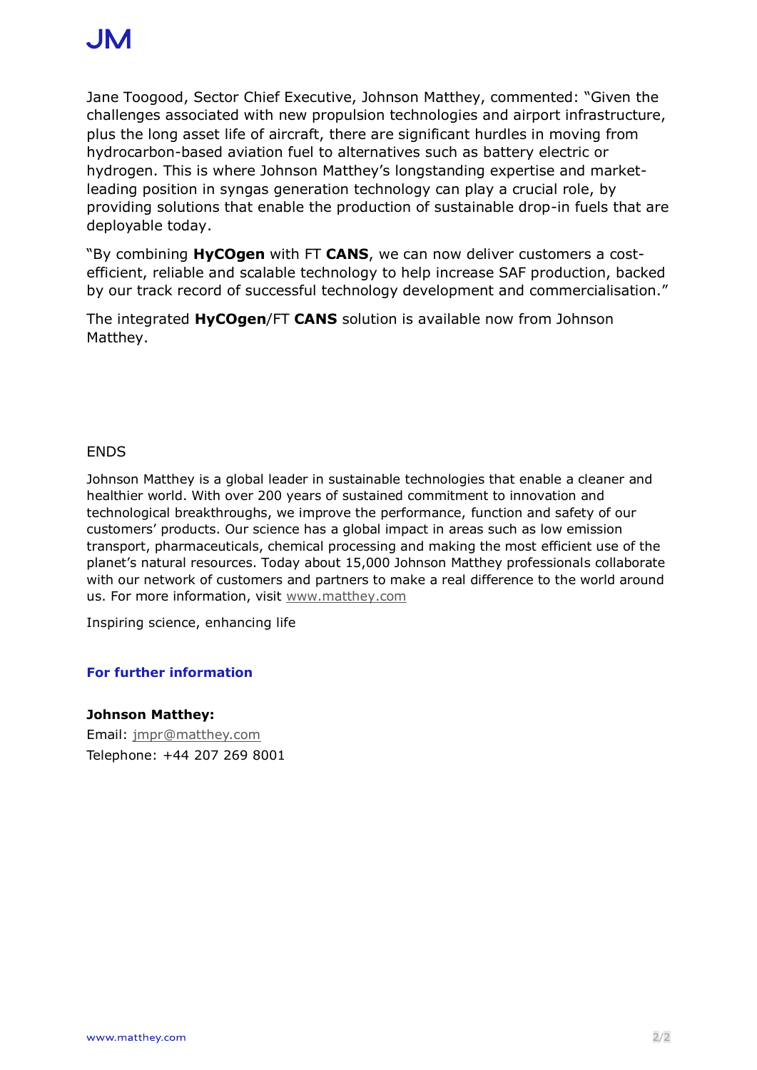Jane Toogood, Sector Chief Executive, Johnson Matthey, commented: "Given the challenges associated with new propulsion technologies and airport infrastructure, plus the long asset life of aircraft, there are significant hurdles in moving from hydrocarbon-based aviation fuel to alternatives such as battery electric or hydrogen. This is where Johnson Matthey's longstanding expertise and market-leading position in syngas generation technology can play a crucial role, by providing solutions that enable the production of sustainable drop-in fuels that are deployable today.

"By combining **HyCOgen** with FT **CANS**, we can now deliver customers a cost-efficient, reliable and scalable technology to help increase SAF production, backed by our track record of successful technology development and commercialisation."

The integrated **HyCOgen**/FT **CANS** solution is available now from Johnson Matthey.

ENDS

Johnson Matthey is a global leader in sustainable technologies that enable a cleaner and healthier world. With over 200 years of sustained commitment to innovation and technological breakthroughs, we improve the performance, function and safety of our customers' products. Our science has a global impact in areas such as low emission transport, pharmaceuticals, chemical processing and making the most efficient use of the planet's natural resources. Today about 15,000 Johnson Matthey professionals collaborate with our network of customers and partners to make a real difference to the world around us. For more information, visit www.matthey.com

Inspiring science, enhancing life

## For further information

**Johnson Matthey:**
Email: jmpr@matthey.com
Telephone: +44 207 269 8001